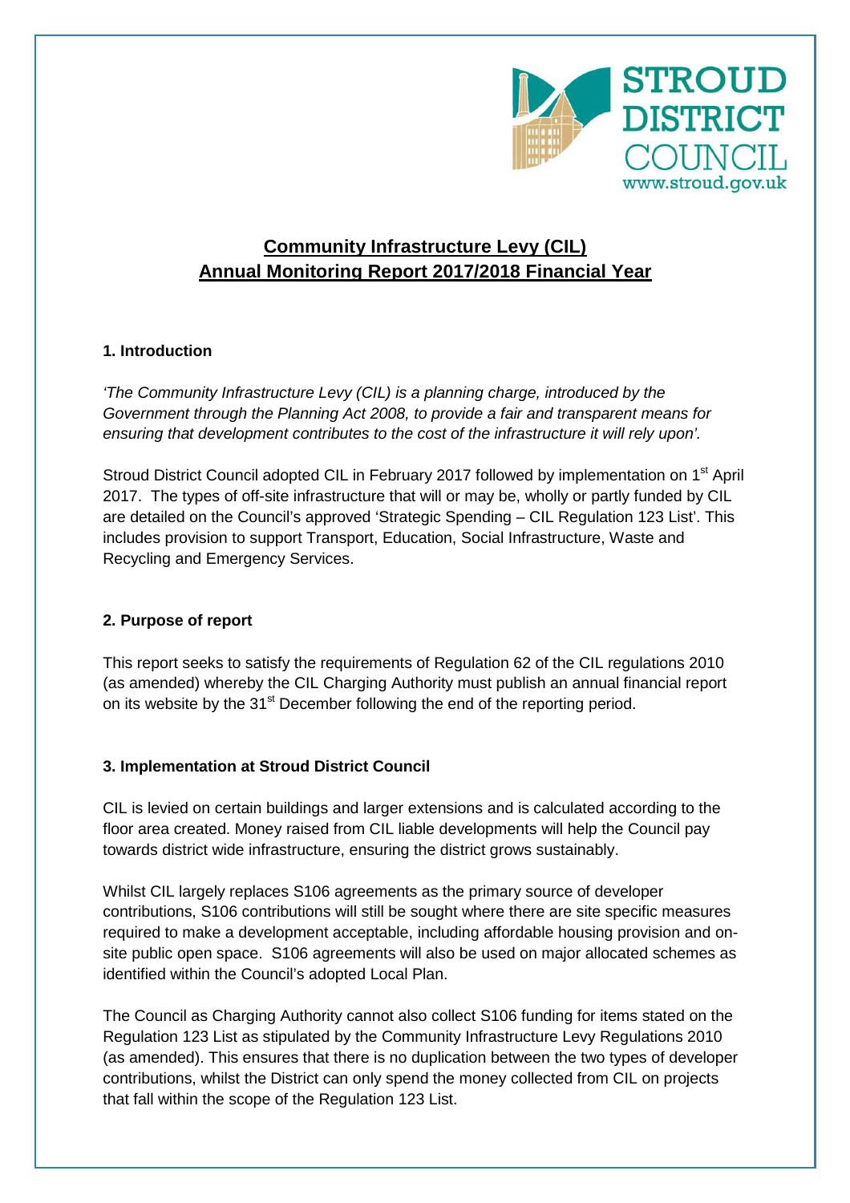# Community Infrastructure Levy (CIL)
# Annual Monitoring Report 2017/2018 Financial Year

## 1. Introduction

*'The Community Infrastructure Levy (CIL) is a planning charge, introduced by the Government through the Planning Act 2008, to provide a fair and transparent means for ensuring that development contributes to the cost of the infrastructure it will rely upon'.*

Stroud District Council adopted CIL in February 2017 followed by implementation on 1st April 2017. The types of off-site infrastructure that will or may be, wholly or partly funded by CIL are detailed on the Council's approved 'Strategic Spending – CIL Regulation 123 List'. This includes provision to support Transport, Education, Social Infrastructure, Waste and Recycling and Emergency Services.

## 2. Purpose of report

This report seeks to satisfy the requirements of Regulation 62 of the CIL regulations 2010 (as amended) whereby the CIL Charging Authority must publish an annual financial report on its website by the 31st December following the end of the reporting period.

## 3. Implementation at Stroud District Council

CIL is levied on certain buildings and larger extensions and is calculated according to the floor area created. Money raised from CIL liable developments will help the Council pay towards district wide infrastructure, ensuring the district grows sustainably.

Whilst CIL largely replaces S106 agreements as the primary source of developer contributions, S106 contributions will still be sought where there are site specific measures required to make a development acceptable, including affordable housing provision and on-site public open space. S106 agreements will also be used on major allocated schemes as identified within the Council's adopted Local Plan.

The Council as Charging Authority cannot also collect S106 funding for items stated on the Regulation 123 List as stipulated by the Community Infrastructure Levy Regulations 2010 (as amended). This ensures that there is no duplication between the two types of developer contributions, whilst the District can only spend the money collected from CIL on projects that fall within the scope of the Regulation 123 List.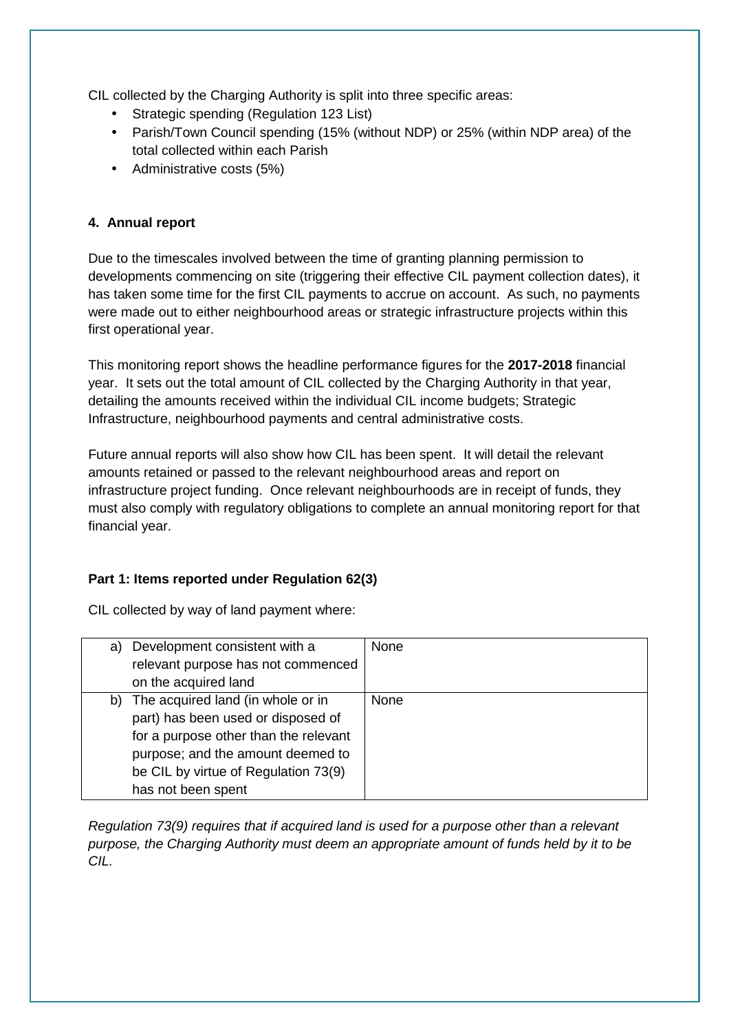CIL collected by the Charging Authority is split into three specific areas:

- Strategic spending (Regulation 123 List)
- Parish/Town Council spending (15% (without NDP) or 25% (within NDP area) of the total collected within each Parish
- Administrative costs (5%)

## 4. Annual report

Due to the timescales involved between the time of granting planning permission to developments commencing on site (triggering their effective CIL payment collection dates), it has taken some time for the first CIL payments to accrue on account. As such, no payments were made out to either neighbourhood areas or strategic infrastructure projects within this first operational year.

This monitoring report shows the headline performance figures for the **2017-2018** financial year. It sets out the total amount of CIL collected by the Charging Authority in that year, detailing the amounts received within the individual CIL income budgets; Strategic Infrastructure, neighbourhood payments and central administrative costs.

Future annual reports will also show how CIL has been spent. It will detail the relevant amounts retained or passed to the relevant neighbourhood areas and report on infrastructure project funding. Once relevant neighbourhoods are in receipt of funds, they must also comply with regulatory obligations to complete an annual monitoring report for that financial year.

### Part 1: Items reported under Regulation 62(3)

CIL collected by way of land payment where:

| | |
|---|---|
| a) Development consistent with a relevant purpose has not commenced on the acquired land | None |
| b) The acquired land (in whole or in part) has been used or disposed of for a purpose other than the relevant purpose; and the amount deemed to be CIL by virtue of Regulation 73(9) has not been spent | None |

*Regulation 73(9) requires that if acquired land is used for a purpose other than a relevant purpose, the Charging Authority must deem an appropriate amount of funds held by it to be CIL.*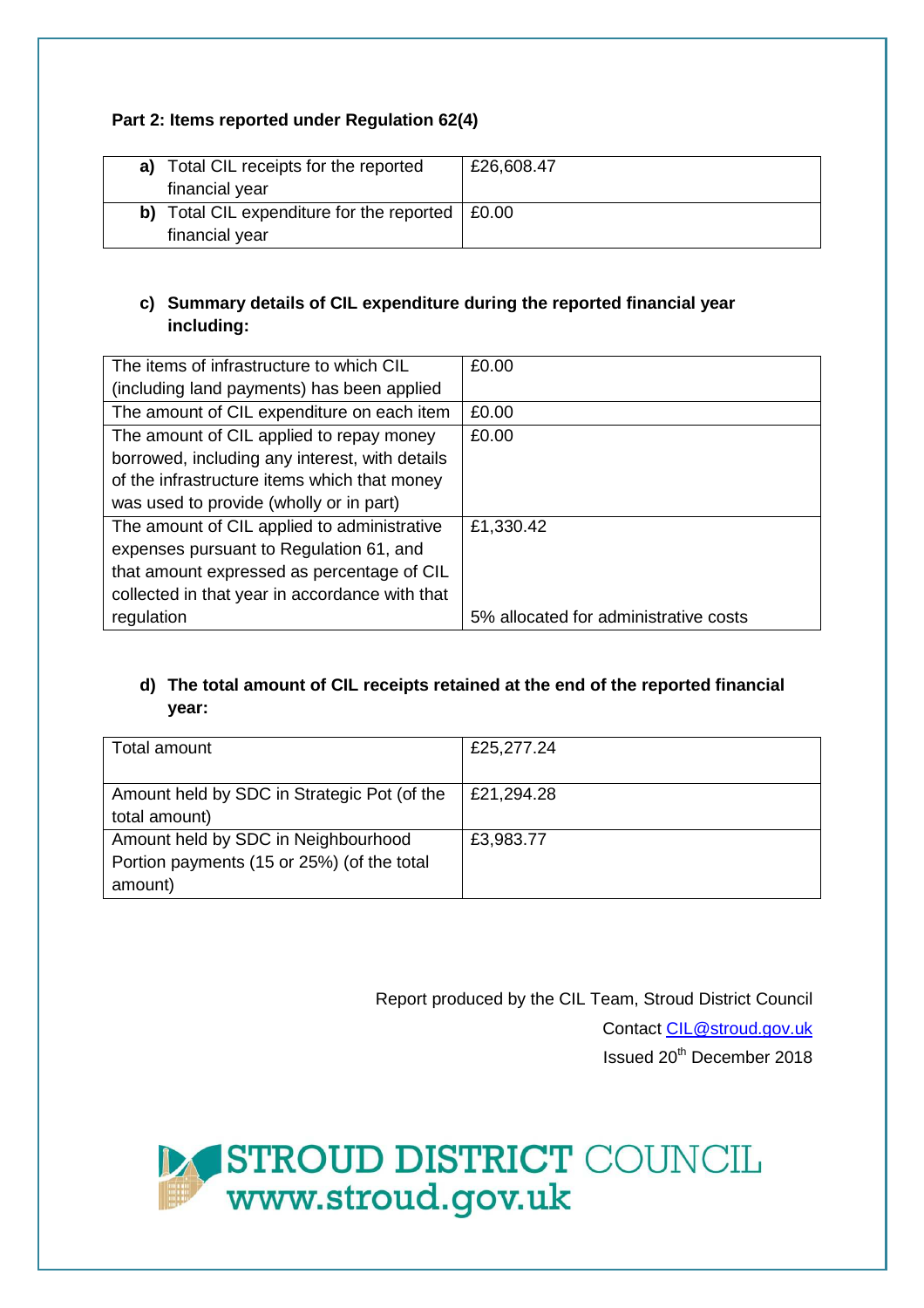**Part 2: Items reported under Regulation 62(4)**

| | |
|---|---|
| **a)** Total CIL receipts for the reported financial year | £26,608.47 |
| **b)** Total CIL expenditure for the reported financial year | £0.00 |

**c) Summary details of CIL expenditure during the reported financial year including:**

| | |
|---|---|
| The items of infrastructure to which CIL (including land payments) has been applied | £0.00 |
| The amount of CIL expenditure on each item | £0.00 |
| The amount of CIL applied to repay money borrowed, including any interest, with details of the infrastructure items which that money was used to provide (wholly or in part) | £0.00 |
| The amount of CIL applied to administrative expenses pursuant to Regulation 61, and that amount expressed as percentage of CIL collected in that year in accordance with that regulation | £1,330.42<br><br>5% allocated for administrative costs |

**d) The total amount of CIL receipts retained at the end of the reported financial year:**

| | |
|---|---|
| Total amount | £25,277.24 |
| Amount held by SDC in Strategic Pot (of the total amount) | £21,294.28 |
| Amount held by SDC in Neighbourhood Portion payments (15 or 25%) (of the total amount) | £3,983.77 |

Report produced by the CIL Team, Stroud District Council

Contact CIL@stroud.gov.uk

Issued 20th December 2018

STROUD DISTRICT COUNCIL
www.stroud.gov.uk